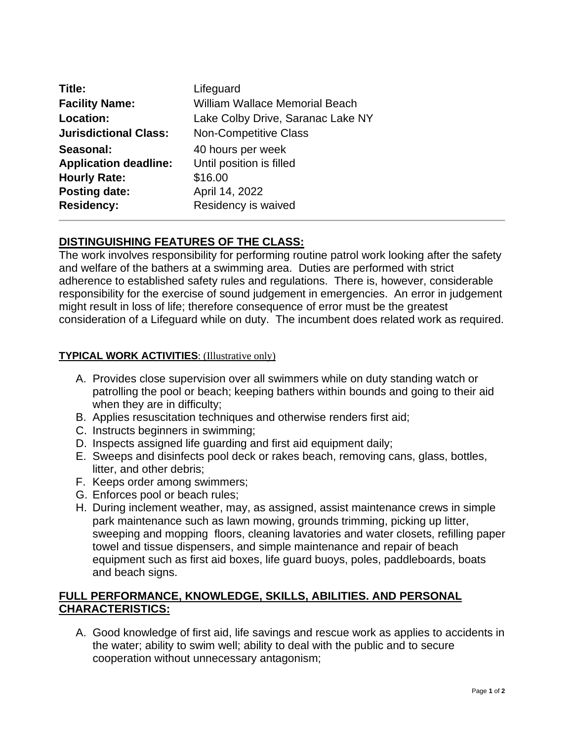| | |
|---|---|
| **Title:** | Lifeguard |
| **Facility Name:** | William Wallace Memorial Beach |
| **Location:** | Lake Colby Drive, Saranac Lake NY |
| **Jurisdictional Class:** | Non-Competitive Class |
| **Seasonal:** | 40 hours per week |
| **Application deadline:** | Until position is filled |
| **Hourly Rate:** | $16.00 |
| **Posting date:** | April 14, 2022 |
| **Residency:** | Residency is waived |

---

## DISTINGUISHING FEATURES OF THE CLASS:

The work involves responsibility for performing routine patrol work looking after the safety and welfare of the bathers at a swimming area. Duties are performed with strict adherence to established safety rules and regulations. There is, however, considerable responsibility for the exercise of sound judgement in emergencies. An error in judgement might result in loss of life; therefore consequence of error must be the greatest consideration of a Lifeguard while on duty. The incumbent does related work as required.

## TYPICAL WORK ACTIVITIES: (Illustrative only)

A. Provides close supervision over all swimmers while on duty standing watch or patrolling the pool or beach; keeping bathers within bounds and going to their aid when they are in difficulty;
B. Applies resuscitation techniques and otherwise renders first aid;
C. Instructs beginners in swimming;
D. Inspects assigned life guarding and first aid equipment daily;
E. Sweeps and disinfects pool deck or rakes beach, removing cans, glass, bottles, litter, and other debris;
F. Keeps order among swimmers;
G. Enforces pool or beach rules;
H. During inclement weather, may, as assigned, assist maintenance crews in simple park maintenance such as lawn mowing, grounds trimming, picking up litter, sweeping and mopping floors, cleaning lavatories and water closets, refilling paper towel and tissue dispensers, and simple maintenance and repair of beach equipment such as first aid boxes, life guard buoys, poles, paddleboards, boats and beach signs.

## FULL PERFORMANCE, KNOWLEDGE, SKILLS, ABILITIES. AND PERSONAL CHARACTERISTICS:

A. Good knowledge of first aid, life savings and rescue work as applies to accidents in the water; ability to swim well; ability to deal with the public and to secure cooperation without unnecessary antagonism;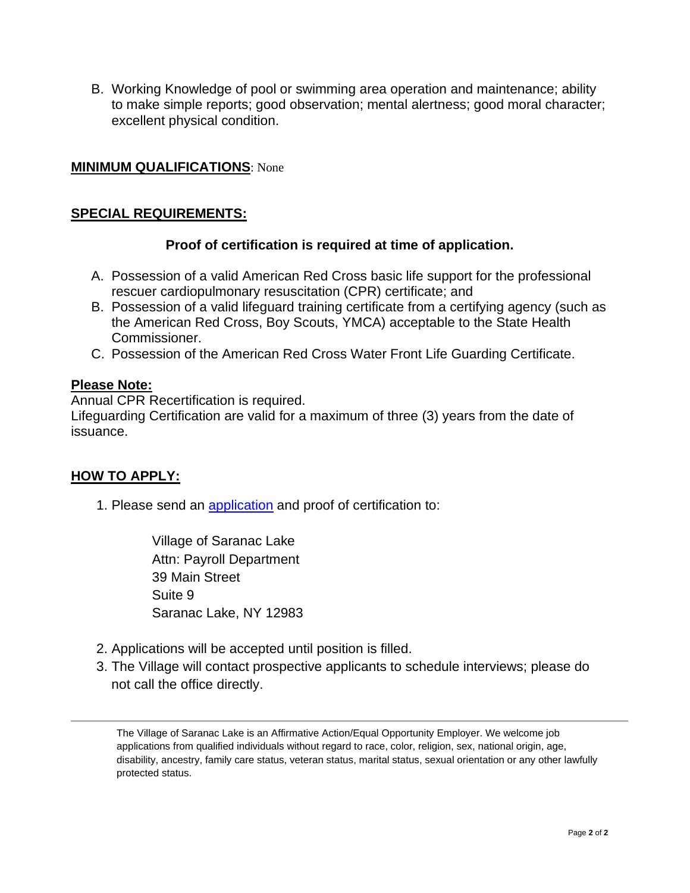B. Working Knowledge of pool or swimming area operation and maintenance; ability to make simple reports; good observation; mental alertness; good moral character; excellent physical condition.

**MINIMUM QUALIFICATIONS**: None

**SPECIAL REQUIREMENTS:**

**Proof of certification is required at time of application.**

A. Possession of a valid American Red Cross basic life support for the professional rescuer cardiopulmonary resuscitation (CPR) certificate; and
B. Possession of a valid lifeguard training certificate from a certifying agency (such as the American Red Cross, Boy Scouts, YMCA) acceptable to the State Health Commissioner.
C. Possession of the American Red Cross Water Front Life Guarding Certificate.

**Please Note:**
Annual CPR Recertification is required.
Lifeguarding Certification are valid for a maximum of three (3) years from the date of issuance.

**HOW TO APPLY:**

1. Please send an application and proof of certification to:

   Village of Saranac Lake
   Attn: Payroll Department
   39 Main Street
   Suite 9
   Saranac Lake, NY 12983

2. Applications will be accepted until position is filled.
3. The Village will contact prospective applicants to schedule interviews; please do not call the office directly.

---

The Village of Saranac Lake is an Affirmative Action/Equal Opportunity Employer. We welcome job applications from qualified individuals without regard to race, color, religion, sex, national origin, age, disability, ancestry, family care status, veteran status, marital status, sexual orientation or any other lawfully protected status.